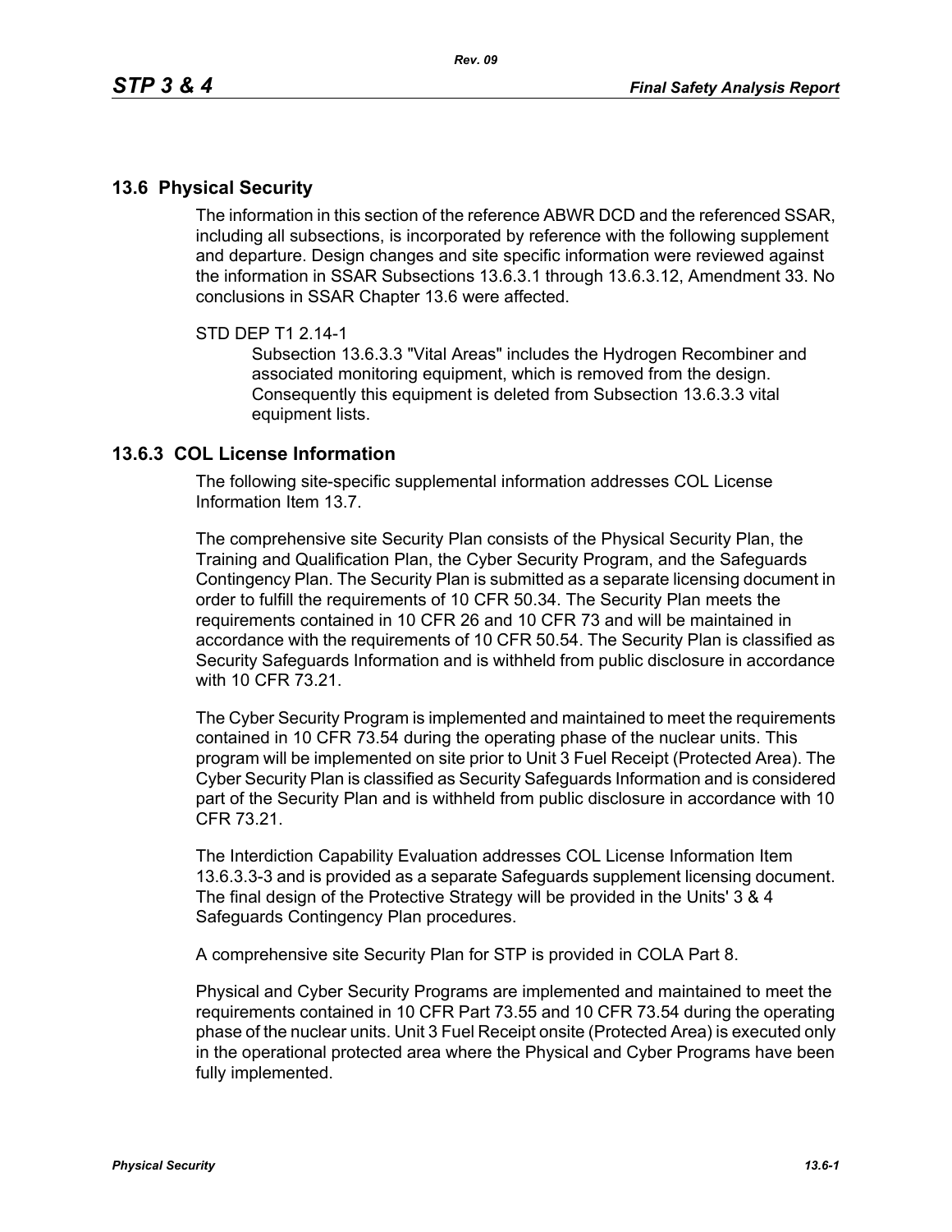## 13.6 Physical Security

The information in this section of the reference ABWR DCD and the referenced SSAR, including all subsections, is incorporated by reference with the following supplement and departure. Design changes and site specific information were reviewed against the information in SSAR Subsections 13.6.3.1 through 13.6.3.12, Amendment 33. No conclusions in SSAR Chapter 13.6 were affected.

STD DEP T1 2.14-1

Subsection 13.6.3.3 "Vital Areas" includes the Hydrogen Recombiner and associated monitoring equipment, which is removed from the design. Consequently this equipment is deleted from Subsection 13.6.3.3 vital equipment lists.

## 13.6.3 COL License Information

The following site-specific supplemental information addresses COL License Information Item 13.7.

The comprehensive site Security Plan consists of the Physical Security Plan, the Training and Qualification Plan, the Cyber Security Program, and the Safeguards Contingency Plan. The Security Plan is submitted as a separate licensing document in order to fulfill the requirements of 10 CFR 50.34. The Security Plan meets the requirements contained in 10 CFR 26 and 10 CFR 73 and will be maintained in accordance with the requirements of 10 CFR 50.54. The Security Plan is classified as Security Safeguards Information and is withheld from public disclosure in accordance with 10 CFR 73.21.

The Cyber Security Program is implemented and maintained to meet the requirements contained in 10 CFR 73.54 during the operating phase of the nuclear units. This program will be implemented on site prior to Unit 3 Fuel Receipt (Protected Area). The Cyber Security Plan is classified as Security Safeguards Information and is considered part of the Security Plan and is withheld from public disclosure in accordance with 10 CFR 73.21.

The Interdiction Capability Evaluation addresses COL License Information Item 13.6.3.3-3 and is provided as a separate Safeguards supplement licensing document. The final design of the Protective Strategy will be provided in the Units' 3 & 4 Safeguards Contingency Plan procedures.

A comprehensive site Security Plan for STP is provided in COLA Part 8.

Physical and Cyber Security Programs are implemented and maintained to meet the requirements contained in 10 CFR Part 73.55 and 10 CFR 73.54 during the operating phase of the nuclear units. Unit 3 Fuel Receipt onsite (Protected Area) is executed only in the operational protected area where the Physical and Cyber Programs have been fully implemented.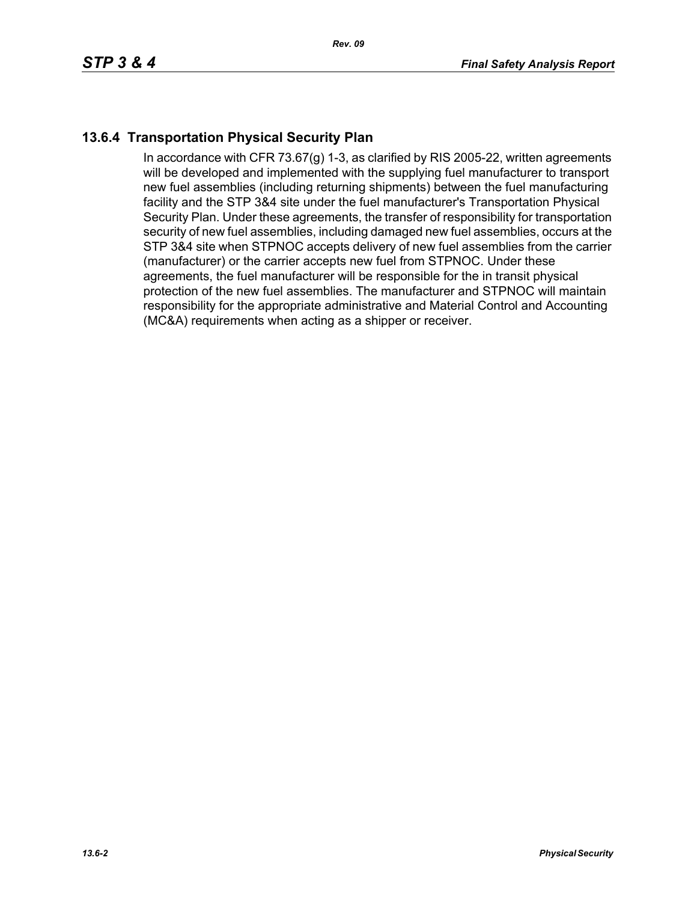## 13.6.4 Transportation Physical Security Plan

In accordance with CFR 73.67(g) 1-3, as clarified by RIS 2005-22, written agreements will be developed and implemented with the supplying fuel manufacturer to transport new fuel assemblies (including returning shipments) between the fuel manufacturing facility and the STP 3&4 site under the fuel manufacturer's Transportation Physical Security Plan. Under these agreements, the transfer of responsibility for transportation security of new fuel assemblies, including damaged new fuel assemblies, occurs at the STP 3&4 site when STPNOC accepts delivery of new fuel assemblies from the carrier (manufacturer) or the carrier accepts new fuel from STPNOC. Under these agreements, the fuel manufacturer will be responsible for the in transit physical protection of the new fuel assemblies. The manufacturer and STPNOC will maintain responsibility for the appropriate administrative and Material Control and Accounting (MC&A) requirements when acting as a shipper or receiver.